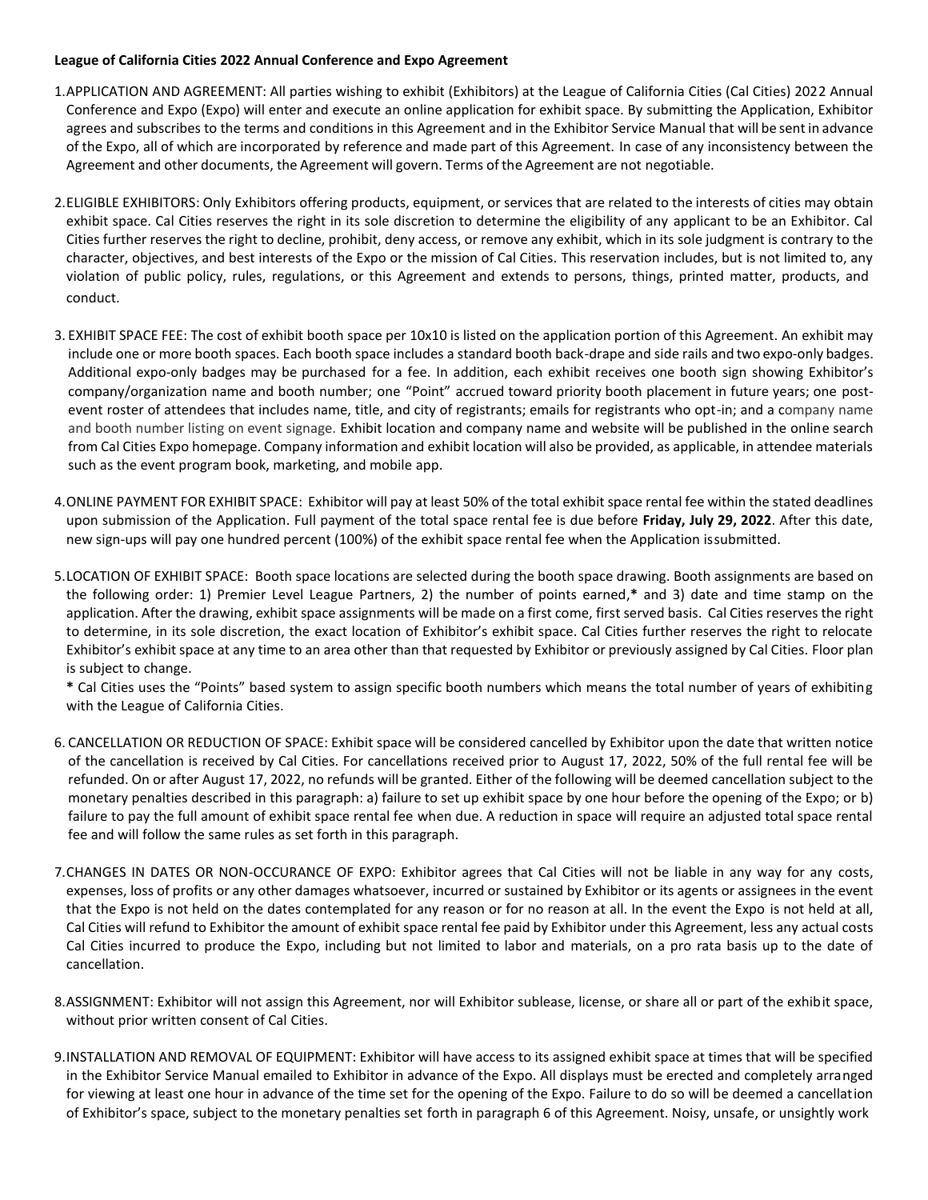**League of California Cities 2022 Annual Conference and Expo Agreement**

1. APPLICATION AND AGREEMENT: All parties wishing to exhibit (Exhibitors) at the League of California Cities (Cal Cities) 2022 Annual Conference and Expo (Expo) will enter and execute an online application for exhibit space. By submitting the Application, Exhibitor agrees and subscribes to the terms and conditions in this Agreement and in the Exhibitor Service Manual that will be sent in advance of the Expo, all of which are incorporated by reference and made part of this Agreement. In case of any inconsistency between the Agreement and other documents, the Agreement will govern. Terms of the Agreement are not negotiable.

2. ELIGIBLE EXHIBITORS: Only Exhibitors offering products, equipment, or services that are related to the interests of cities may obtain exhibit space. Cal Cities reserves the right in its sole discretion to determine the eligibility of any applicant to be an Exhibitor. Cal Cities further reserves the right to decline, prohibit, deny access, or remove any exhibit, which in its sole judgment is contrary to the character, objectives, and best interests of the Expo or the mission of Cal Cities. This reservation includes, but is not limited to, any violation of public policy, rules, regulations, or this Agreement and extends to persons, things, printed matter, products, and conduct.

3. EXHIBIT SPACE FEE: The cost of exhibit booth space per 10x10 is listed on the application portion of this Agreement. An exhibit may include one or more booth spaces. Each booth space includes a standard booth back-drape and side rails and two expo-only badges. Additional expo-only badges may be purchased for a fee. In addition, each exhibit receives one booth sign showing Exhibitor's company/organization name and booth number; one "Point" accrued toward priority booth placement in future years; one post-event roster of attendees that includes name, title, and city of registrants; emails for registrants who opt-in; and a company name and booth number listing on event signage. Exhibit location and company name and website will be published in the online search from Cal Cities Expo homepage. Company information and exhibit location will also be provided, as applicable, in attendee materials such as the event program book, marketing, and mobile app.

4. ONLINE PAYMENT FOR EXHIBIT SPACE: Exhibitor will pay at least 50% of the total exhibit space rental fee within the stated deadlines upon submission of the Application. Full payment of the total space rental fee is due before **Friday, July 29, 2022**. After this date, new sign-ups will pay one hundred percent (100%) of the exhibit space rental fee when the Application issubmitted.

5. LOCATION OF EXHIBIT SPACE: Booth space locations are selected during the booth space drawing. Booth assignments are based on the following order: 1) Premier Level League Partners, 2) the number of points earned,**\*** and 3) date and time stamp on the application. After the drawing, exhibit space assignments will be made on a first come, first served basis. Cal Cities reserves the right to determine, in its sole discretion, the exact location of Exhibitor's exhibit space. Cal Cities further reserves the right to relocate Exhibitor's exhibit space at any time to an area other than that requested by Exhibitor or previously assigned by Cal Cities. Floor plan is subject to change.

   **\*** Cal Cities uses the "Points" based system to assign specific booth numbers which means the total number of years of exhibiting with the League of California Cities.

6. CANCELLATION OR REDUCTION OF SPACE: Exhibit space will be considered cancelled by Exhibitor upon the date that written notice of the cancellation is received by Cal Cities. For cancellations received prior to August 17, 2022, 50% of the full rental fee will be refunded. On or after August 17, 2022, no refunds will be granted. Either of the following will be deemed cancellation subject to the monetary penalties described in this paragraph: a) failure to set up exhibit space by one hour before the opening of the Expo; or b) failure to pay the full amount of exhibit space rental fee when due. A reduction in space will require an adjusted total space rental fee and will follow the same rules as set forth in this paragraph.

7. CHANGES IN DATES OR NON-OCCURANCE OF EXPO: Exhibitor agrees that Cal Cities will not be liable in any way for any costs, expenses, loss of profits or any other damages whatsoever, incurred or sustained by Exhibitor or its agents or assignees in the event that the Expo is not held on the dates contemplated for any reason or for no reason at all. In the event the Expo is not held at all, Cal Cities will refund to Exhibitor the amount of exhibit space rental fee paid by Exhibitor under this Agreement, less any actual costs Cal Cities incurred to produce the Expo, including but not limited to labor and materials, on a pro rata basis up to the date of cancellation.

8. ASSIGNMENT: Exhibitor will not assign this Agreement, nor will Exhibitor sublease, license, or share all or part of the exhibit space, without prior written consent of Cal Cities.

9. INSTALLATION AND REMOVAL OF EQUIPMENT: Exhibitor will have access to its assigned exhibit space at times that will be specified in the Exhibitor Service Manual emailed to Exhibitor in advance of the Expo. All displays must be erected and completely arranged for viewing at least one hour in advance of the time set for the opening of the Expo. Failure to do so will be deemed a cancellation of Exhibitor's space, subject to the monetary penalties set forth in paragraph 6 of this Agreement. Noisy, unsafe, or unsightly work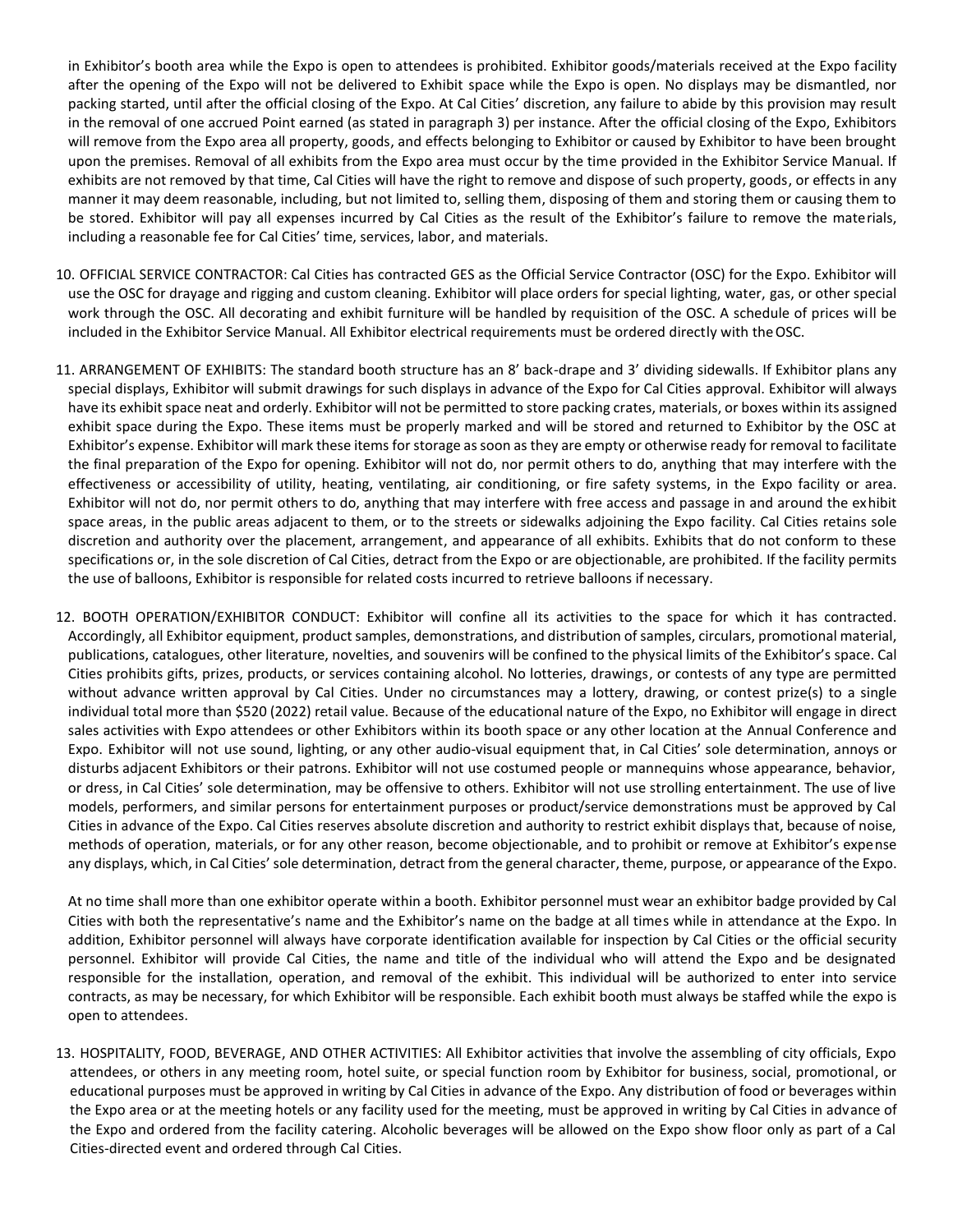in Exhibitor's booth area while the Expo is open to attendees is prohibited. Exhibitor goods/materials received at the Expo facility after the opening of the Expo will not be delivered to Exhibit space while the Expo is open. No displays may be dismantled, nor packing started, until after the official closing of the Expo. At Cal Cities' discretion, any failure to abide by this provision may result in the removal of one accrued Point earned (as stated in paragraph 3) per instance. After the official closing of the Expo, Exhibitors will remove from the Expo area all property, goods, and effects belonging to Exhibitor or caused by Exhibitor to have been brought upon the premises. Removal of all exhibits from the Expo area must occur by the time provided in the Exhibitor Service Manual. If exhibits are not removed by that time, Cal Cities will have the right to remove and dispose of such property, goods, or effects in any manner it may deem reasonable, including, but not limited to, selling them, disposing of them and storing them or causing them to be stored. Exhibitor will pay all expenses incurred by Cal Cities as the result of the Exhibitor's failure to remove the materials, including a reasonable fee for Cal Cities' time, services, labor, and materials.

10. OFFICIAL SERVICE CONTRACTOR: Cal Cities has contracted GES as the Official Service Contractor (OSC) for the Expo. Exhibitor will use the OSC for drayage and rigging and custom cleaning. Exhibitor will place orders for special lighting, water, gas, or other special work through the OSC. All decorating and exhibit furniture will be handled by requisition of the OSC. A schedule of prices will be included in the Exhibitor Service Manual. All Exhibitor electrical requirements must be ordered directly with the OSC.

11. ARRANGEMENT OF EXHIBITS: The standard booth structure has an 8' back-drape and 3' dividing sidewalls. If Exhibitor plans any special displays, Exhibitor will submit drawings for such displays in advance of the Expo for Cal Cities approval. Exhibitor will always have its exhibit space neat and orderly. Exhibitor will not be permitted to store packing crates, materials, or boxes within its assigned exhibit space during the Expo. These items must be properly marked and will be stored and returned to Exhibitor by the OSC at Exhibitor's expense. Exhibitor will mark these items for storage as soon as they are empty or otherwise ready for removal to facilitate the final preparation of the Expo for opening. Exhibitor will not do, nor permit others to do, anything that may interfere with the effectiveness or accessibility of utility, heating, ventilating, air conditioning, or fire safety systems, in the Expo facility or area. Exhibitor will not do, nor permit others to do, anything that may interfere with free access and passage in and around the exhibit space areas, in the public areas adjacent to them, or to the streets or sidewalks adjoining the Expo facility. Cal Cities retains sole discretion and authority over the placement, arrangement, and appearance of all exhibits. Exhibits that do not conform to these specifications or, in the sole discretion of Cal Cities, detract from the Expo or are objectionable, are prohibited. If the facility permits the use of balloons, Exhibitor is responsible for related costs incurred to retrieve balloons if necessary.

12. BOOTH OPERATION/EXHIBITOR CONDUCT: Exhibitor will confine all its activities to the space for which it has contracted. Accordingly, all Exhibitor equipment, product samples, demonstrations, and distribution of samples, circulars, promotional material, publications, catalogues, other literature, novelties, and souvenirs will be confined to the physical limits of the Exhibitor's space. Cal Cities prohibits gifts, prizes, products, or services containing alcohol. No lotteries, drawings, or contests of any type are permitted without advance written approval by Cal Cities. Under no circumstances may a lottery, drawing, or contest prize(s) to a single individual total more than $520 (2022) retail value. Because of the educational nature of the Expo, no Exhibitor will engage in direct sales activities with Expo attendees or other Exhibitors within its booth space or any other location at the Annual Conference and Expo. Exhibitor will not use sound, lighting, or any other audio-visual equipment that, in Cal Cities' sole determination, annoys or disturbs adjacent Exhibitors or their patrons. Exhibitor will not use costumed people or mannequins whose appearance, behavior, or dress, in Cal Cities' sole determination, may be offensive to others. Exhibitor will not use strolling entertainment. The use of live models, performers, and similar persons for entertainment purposes or product/service demonstrations must be approved by Cal Cities in advance of the Expo. Cal Cities reserves absolute discretion and authority to restrict exhibit displays that, because of noise, methods of operation, materials, or for any other reason, become objectionable, and to prohibit or remove at Exhibitor's expense any displays, which, in Cal Cities' sole determination, detract from the general character, theme, purpose, or appearance of the Expo.

    At no time shall more than one exhibitor operate within a booth. Exhibitor personnel must wear an exhibitor badge provided by Cal Cities with both the representative's name and the Exhibitor's name on the badge at all times while in attendance at the Expo. In addition, Exhibitor personnel will always have corporate identification available for inspection by Cal Cities or the official security personnel. Exhibitor will provide Cal Cities, the name and title of the individual who will attend the Expo and be designated responsible for the installation, operation, and removal of the exhibit. This individual will be authorized to enter into service contracts, as may be necessary, for which Exhibitor will be responsible. Each exhibit booth must always be staffed while the expo is open to attendees.

13. HOSPITALITY, FOOD, BEVERAGE, AND OTHER ACTIVITIES: All Exhibitor activities that involve the assembling of city officials, Expo attendees, or others in any meeting room, hotel suite, or special function room by Exhibitor for business, social, promotional, or educational purposes must be approved in writing by Cal Cities in advance of the Expo. Any distribution of food or beverages within the Expo area or at the meeting hotels or any facility used for the meeting, must be approved in writing by Cal Cities in advance of the Expo and ordered from the facility catering. Alcoholic beverages will be allowed on the Expo show floor only as part of a Cal Cities-directed event and ordered through Cal Cities.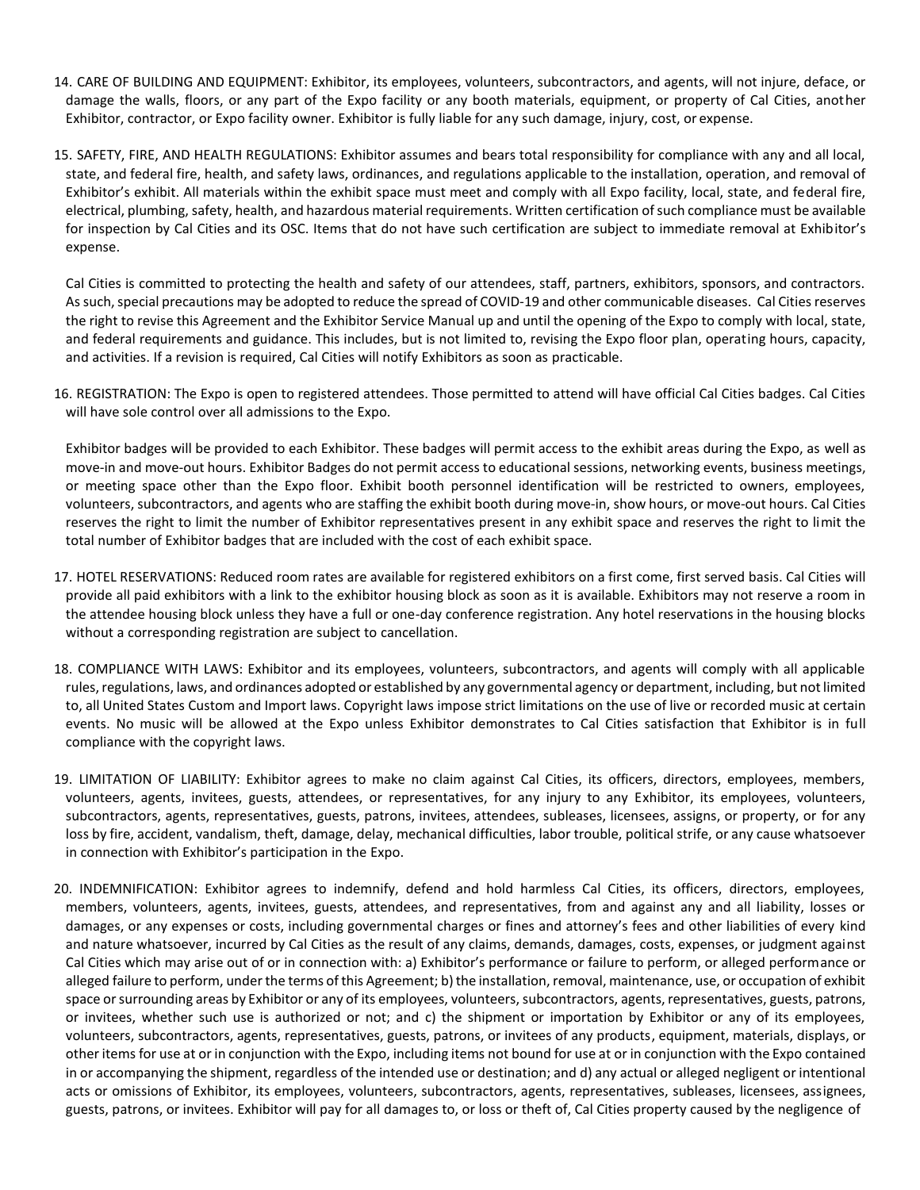14. CARE OF BUILDING AND EQUIPMENT: Exhibitor, its employees, volunteers, subcontractors, and agents, will not injure, deface, or damage the walls, floors, or any part of the Expo facility or any booth materials, equipment, or property of Cal Cities, another Exhibitor, contractor, or Expo facility owner. Exhibitor is fully liable for any such damage, injury, cost, or expense.

15. SAFETY, FIRE, AND HEALTH REGULATIONS: Exhibitor assumes and bears total responsibility for compliance with any and all local, state, and federal fire, health, and safety laws, ordinances, and regulations applicable to the installation, operation, and removal of Exhibitor's exhibit. All materials within the exhibit space must meet and comply with all Expo facility, local, state, and federal fire, electrical, plumbing, safety, health, and hazardous material requirements. Written certification of such compliance must be available for inspection by Cal Cities and its OSC. Items that do not have such certification are subject to immediate removal at Exhibitor's expense.

    Cal Cities is committed to protecting the health and safety of our attendees, staff, partners, exhibitors, sponsors, and contractors. As such, special precautions may be adopted to reduce the spread of COVID-19 and other communicable diseases. Cal Cities reserves the right to revise this Agreement and the Exhibitor Service Manual up and until the opening of the Expo to comply with local, state, and federal requirements and guidance. This includes, but is not limited to, revising the Expo floor plan, operating hours, capacity, and activities. If a revision is required, Cal Cities will notify Exhibitors as soon as practicable.

16. REGISTRATION: The Expo is open to registered attendees. Those permitted to attend will have official Cal Cities badges. Cal Cities will have sole control over all admissions to the Expo.

    Exhibitor badges will be provided to each Exhibitor. These badges will permit access to the exhibit areas during the Expo, as well as move-in and move-out hours. Exhibitor Badges do not permit access to educational sessions, networking events, business meetings, or meeting space other than the Expo floor. Exhibit booth personnel identification will be restricted to owners, employees, volunteers, subcontractors, and agents who are staffing the exhibit booth during move-in, show hours, or move-out hours. Cal Cities reserves the right to limit the number of Exhibitor representatives present in any exhibit space and reserves the right to limit the total number of Exhibitor badges that are included with the cost of each exhibit space.

17. HOTEL RESERVATIONS: Reduced room rates are available for registered exhibitors on a first come, first served basis. Cal Cities will provide all paid exhibitors with a link to the exhibitor housing block as soon as it is available. Exhibitors may not reserve a room in the attendee housing block unless they have a full or one-day conference registration. Any hotel reservations in the housing blocks without a corresponding registration are subject to cancellation.

18. COMPLIANCE WITH LAWS: Exhibitor and its employees, volunteers, subcontractors, and agents will comply with all applicable rules, regulations, laws, and ordinances adopted or established by any governmental agency or department, including, but not limited to, all United States Custom and Import laws. Copyright laws impose strict limitations on the use of live or recorded music at certain events. No music will be allowed at the Expo unless Exhibitor demonstrates to Cal Cities satisfaction that Exhibitor is in full compliance with the copyright laws.

19. LIMITATION OF LIABILITY: Exhibitor agrees to make no claim against Cal Cities, its officers, directors, employees, members, volunteers, agents, invitees, guests, attendees, or representatives, for any injury to any Exhibitor, its employees, volunteers, subcontractors, agents, representatives, guests, patrons, invitees, attendees, subleases, licensees, assigns, or property, or for any loss by fire, accident, vandalism, theft, damage, delay, mechanical difficulties, labor trouble, political strife, or any cause whatsoever in connection with Exhibitor's participation in the Expo.

20. INDEMNIFICATION: Exhibitor agrees to indemnify, defend and hold harmless Cal Cities, its officers, directors, employees, members, volunteers, agents, invitees, guests, attendees, and representatives, from and against any and all liability, losses or damages, or any expenses or costs, including governmental charges or fines and attorney's fees and other liabilities of every kind and nature whatsoever, incurred by Cal Cities as the result of any claims, demands, damages, costs, expenses, or judgment against Cal Cities which may arise out of or in connection with: a) Exhibitor's performance or failure to perform, or alleged performance or alleged failure to perform, under the terms of this Agreement; b) the installation, removal, maintenance, use, or occupation of exhibit space or surrounding areas by Exhibitor or any of its employees, volunteers, subcontractors, agents, representatives, guests, patrons, or invitees, whether such use is authorized or not; and c) the shipment or importation by Exhibitor or any of its employees, volunteers, subcontractors, agents, representatives, guests, patrons, or invitees of any products, equipment, materials, displays, or other items for use at or in conjunction with the Expo, including items not bound for use at or in conjunction with the Expo contained in or accompanying the shipment, regardless of the intended use or destination; and d) any actual or alleged negligent or intentional acts or omissions of Exhibitor, its employees, volunteers, subcontractors, agents, representatives, subleases, licensees, assignees, guests, patrons, or invitees. Exhibitor will pay for all damages to, or loss or theft of, Cal Cities property caused by the negligence of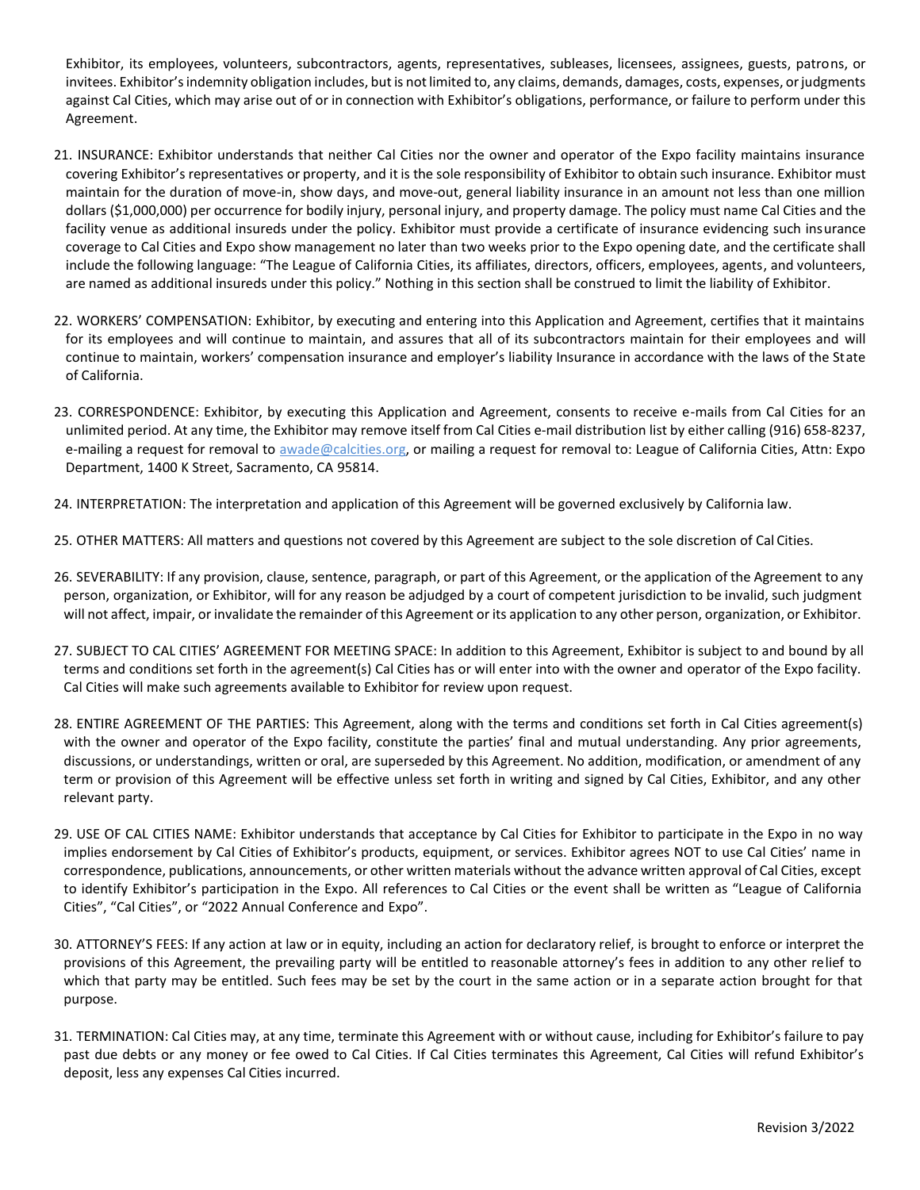Exhibitor, its employees, volunteers, subcontractors, agents, representatives, subleases, licensees, assignees, guests, patrons, or invitees. Exhibitor's indemnity obligation includes, but is not limited to, any claims, demands, damages, costs, expenses, or judgments against Cal Cities, which may arise out of or in connection with Exhibitor's obligations, performance, or failure to perform under this Agreement.

21. INSURANCE: Exhibitor understands that neither Cal Cities nor the owner and operator of the Expo facility maintains insurance covering Exhibitor's representatives or property, and it is the sole responsibility of Exhibitor to obtain such insurance. Exhibitor must maintain for the duration of move-in, show days, and move-out, general liability insurance in an amount not less than one million dollars ($1,000,000) per occurrence for bodily injury, personal injury, and property damage. The policy must name Cal Cities and the facility venue as additional insureds under the policy. Exhibitor must provide a certificate of insurance evidencing such insurance coverage to Cal Cities and Expo show management no later than two weeks prior to the Expo opening date, and the certificate shall include the following language: "The League of California Cities, its affiliates, directors, officers, employees, agents, and volunteers, are named as additional insureds under this policy." Nothing in this section shall be construed to limit the liability of Exhibitor.

22. WORKERS' COMPENSATION: Exhibitor, by executing and entering into this Application and Agreement, certifies that it maintains for its employees and will continue to maintain, and assures that all of its subcontractors maintain for their employees and will continue to maintain, workers' compensation insurance and employer's liability Insurance in accordance with the laws of the State of California.

23. CORRESPONDENCE: Exhibitor, by executing this Application and Agreement, consents to receive e-mails from Cal Cities for an unlimited period. At any time, the Exhibitor may remove itself from Cal Cities e-mail distribution list by either calling (916) 658-8237, e-mailing a request for removal to awade@calcities.org, or mailing a request for removal to: League of California Cities, Attn: Expo Department, 1400 K Street, Sacramento, CA 95814.

24. INTERPRETATION: The interpretation and application of this Agreement will be governed exclusively by California law.

25. OTHER MATTERS: All matters and questions not covered by this Agreement are subject to the sole discretion of Cal Cities.

26. SEVERABILITY: If any provision, clause, sentence, paragraph, or part of this Agreement, or the application of the Agreement to any person, organization, or Exhibitor, will for any reason be adjudged by a court of competent jurisdiction to be invalid, such judgment will not affect, impair, or invalidate the remainder of this Agreement or its application to any other person, organization, or Exhibitor.

27. SUBJECT TO CAL CITIES' AGREEMENT FOR MEETING SPACE: In addition to this Agreement, Exhibitor is subject to and bound by all terms and conditions set forth in the agreement(s) Cal Cities has or will enter into with the owner and operator of the Expo facility. Cal Cities will make such agreements available to Exhibitor for review upon request.

28. ENTIRE AGREEMENT OF THE PARTIES: This Agreement, along with the terms and conditions set forth in Cal Cities agreement(s) with the owner and operator of the Expo facility, constitute the parties' final and mutual understanding. Any prior agreements, discussions, or understandings, written or oral, are superseded by this Agreement. No addition, modification, or amendment of any term or provision of this Agreement will be effective unless set forth in writing and signed by Cal Cities, Exhibitor, and any other relevant party.

29. USE OF CAL CITIES NAME: Exhibitor understands that acceptance by Cal Cities for Exhibitor to participate in the Expo in no way implies endorsement by Cal Cities of Exhibitor's products, equipment, or services. Exhibitor agrees NOT to use Cal Cities' name in correspondence, publications, announcements, or other written materials without the advance written approval of Cal Cities, except to identify Exhibitor's participation in the Expo. All references to Cal Cities or the event shall be written as "League of California Cities", "Cal Cities", or "2022 Annual Conference and Expo".

30. ATTORNEY'S FEES: If any action at law or in equity, including an action for declaratory relief, is brought to enforce or interpret the provisions of this Agreement, the prevailing party will be entitled to reasonable attorney's fees in addition to any other relief to which that party may be entitled. Such fees may be set by the court in the same action or in a separate action brought for that purpose.

31. TERMINATION: Cal Cities may, at any time, terminate this Agreement with or without cause, including for Exhibitor's failure to pay past due debts or any money or fee owed to Cal Cities. If Cal Cities terminates this Agreement, Cal Cities will refund Exhibitor's deposit, less any expenses Cal Cities incurred.

Revision 3/2022